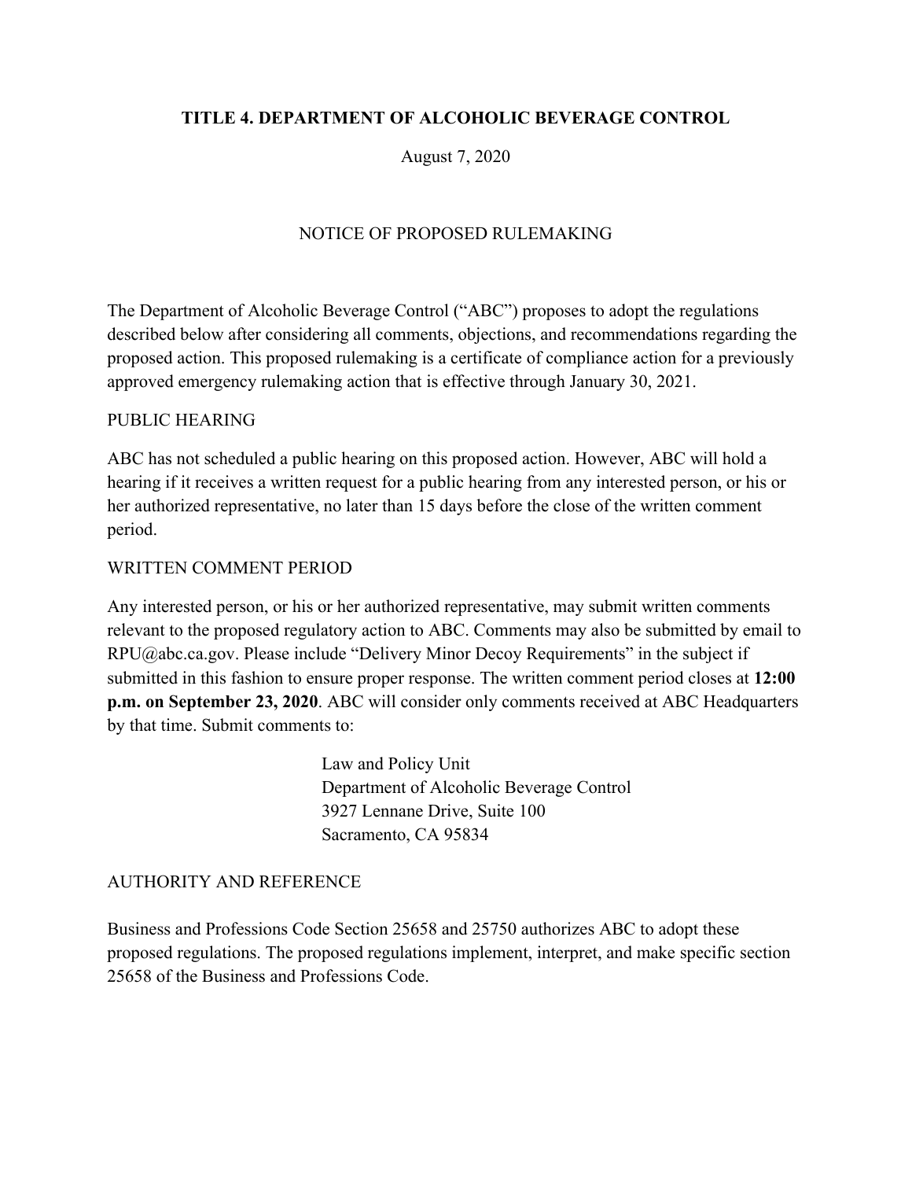# TITLE 4. DEPARTMENT OF ALCOHOLIC BEVERAGE CONTROL

August 7, 2020

## NOTICE OF PROPOSED RULEMAKING

The Department of Alcoholic Beverage Control ("ABC") proposes to adopt the regulations described below after considering all comments, objections, and recommendations regarding the proposed action. This proposed rulemaking is a certificate of compliance action for a previously approved emergency rulemaking action that is effective through January 30, 2021.

### PUBLIC HEARING

ABC has not scheduled a public hearing on this proposed action. However, ABC will hold a hearing if it receives a written request for a public hearing from any interested person, or his or her authorized representative, no later than 15 days before the close of the written comment period.

### WRITTEN COMMENT PERIOD

Any interested person, or his or her authorized representative, may submit written comments relevant to the proposed regulatory action to ABC. Comments may also be submitted by email to RPU@abc.ca.gov. Please include "Delivery Minor Decoy Requirements" in the subject if submitted in this fashion to ensure proper response. The written comment period closes at **12:00 p.m. on September 23, 2020**. ABC will consider only comments received at ABC Headquarters by that time. Submit comments to:

Law and Policy Unit
Department of Alcoholic Beverage Control
3927 Lennane Drive, Suite 100
Sacramento, CA 95834

### AUTHORITY AND REFERENCE

Business and Professions Code Section 25658 and 25750 authorizes ABC to adopt these proposed regulations. The proposed regulations implement, interpret, and make specific section 25658 of the Business and Professions Code.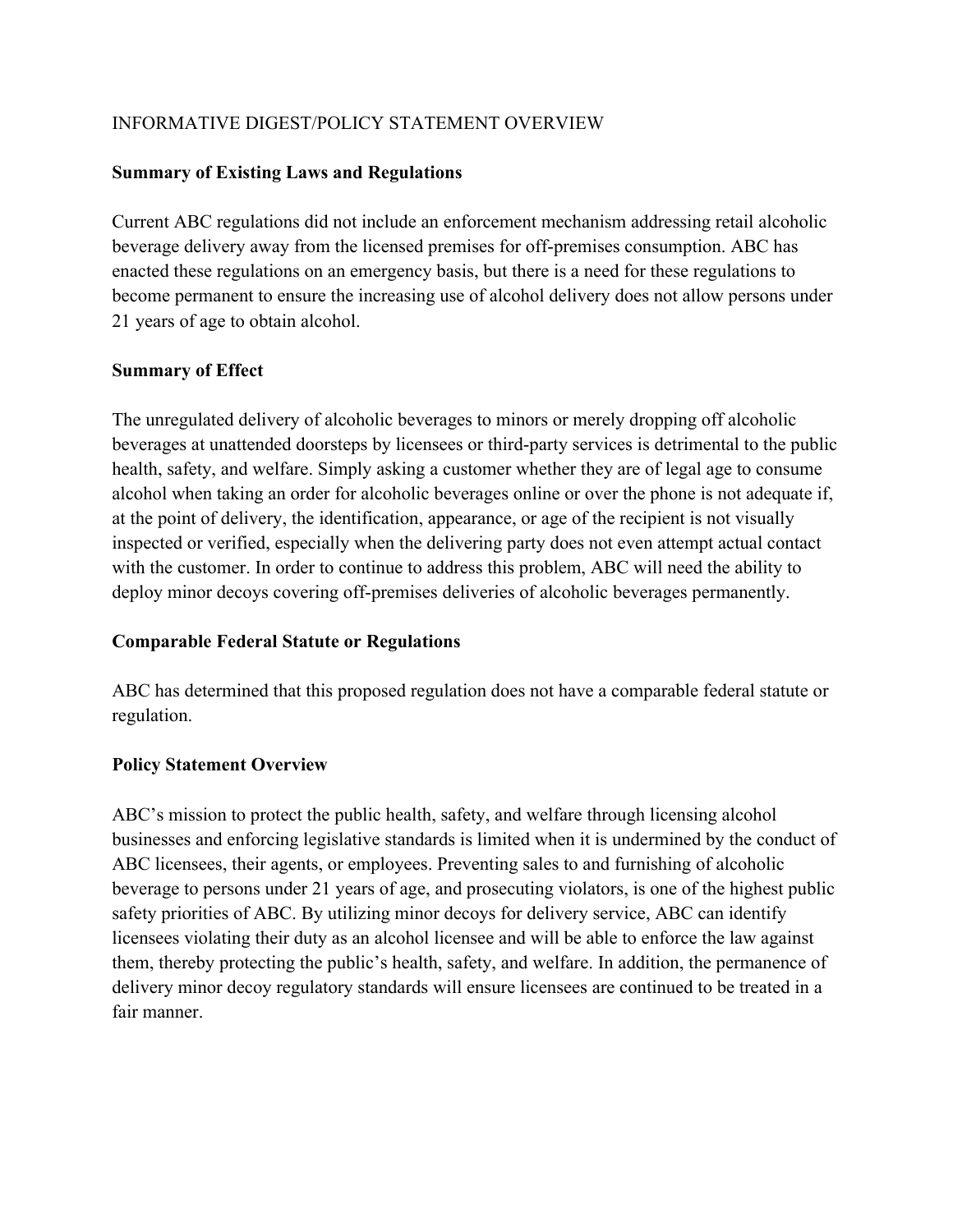INFORMATIVE DIGEST/POLICY STATEMENT OVERVIEW

**Summary of Existing Laws and Regulations**

Current ABC regulations did not include an enforcement mechanism addressing retail alcoholic beverage delivery away from the licensed premises for off-premises consumption. ABC has enacted these regulations on an emergency basis, but there is a need for these regulations to become permanent to ensure the increasing use of alcohol delivery does not allow persons under 21 years of age to obtain alcohol.

**Summary of Effect**

The unregulated delivery of alcoholic beverages to minors or merely dropping off alcoholic beverages at unattended doorsteps by licensees or third-party services is detrimental to the public health, safety, and welfare. Simply asking a customer whether they are of legal age to consume alcohol when taking an order for alcoholic beverages online or over the phone is not adequate if, at the point of delivery, the identification, appearance, or age of the recipient is not visually inspected or verified, especially when the delivering party does not even attempt actual contact with the customer. In order to continue to address this problem, ABC will need the ability to deploy minor decoys covering off-premises deliveries of alcoholic beverages permanently.

**Comparable Federal Statute or Regulations**

ABC has determined that this proposed regulation does not have a comparable federal statute or regulation.

**Policy Statement Overview**

ABC's mission to protect the public health, safety, and welfare through licensing alcohol businesses and enforcing legislative standards is limited when it is undermined by the conduct of ABC licensees, their agents, or employees. Preventing sales to and furnishing of alcoholic beverage to persons under 21 years of age, and prosecuting violators, is one of the highest public safety priorities of ABC. By utilizing minor decoys for delivery service, ABC can identify licensees violating their duty as an alcohol licensee and will be able to enforce the law against them, thereby protecting the public's health, safety, and welfare. In addition, the permanence of delivery minor decoy regulatory standards will ensure licensees are continued to be treated in a fair manner.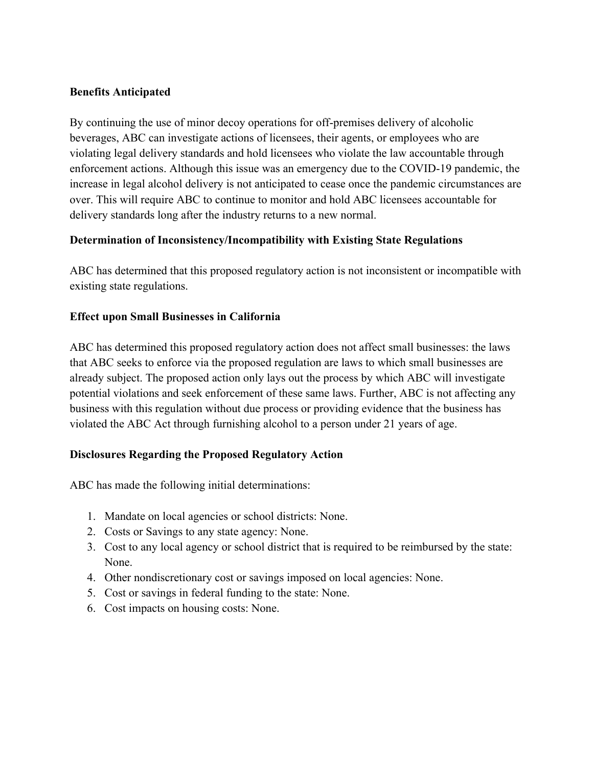**Benefits Anticipated**

By continuing the use of minor decoy operations for off-premises delivery of alcoholic beverages, ABC can investigate actions of licensees, their agents, or employees who are violating legal delivery standards and hold licensees who violate the law accountable through enforcement actions. Although this issue was an emergency due to the COVID-19 pandemic, the increase in legal alcohol delivery is not anticipated to cease once the pandemic circumstances are over. This will require ABC to continue to monitor and hold ABC licensees accountable for delivery standards long after the industry returns to a new normal.

**Determination of Inconsistency/Incompatibility with Existing State Regulations**

ABC has determined that this proposed regulatory action is not inconsistent or incompatible with existing state regulations.

**Effect upon Small Businesses in California**

ABC has determined this proposed regulatory action does not affect small businesses: the laws that ABC seeks to enforce via the proposed regulation are laws to which small businesses are already subject. The proposed action only lays out the process by which ABC will investigate potential violations and seek enforcement of these same laws. Further, ABC is not affecting any business with this regulation without due process or providing evidence that the business has violated the ABC Act through furnishing alcohol to a person under 21 years of age.

**Disclosures Regarding the Proposed Regulatory Action**

ABC has made the following initial determinations:

1. Mandate on local agencies or school districts: None.
2. Costs or Savings to any state agency: None.
3. Cost to any local agency or school district that is required to be reimbursed by the state: None.
4. Other nondiscretionary cost or savings imposed on local agencies: None.
5. Cost or savings in federal funding to the state: None.
6. Cost impacts on housing costs: None.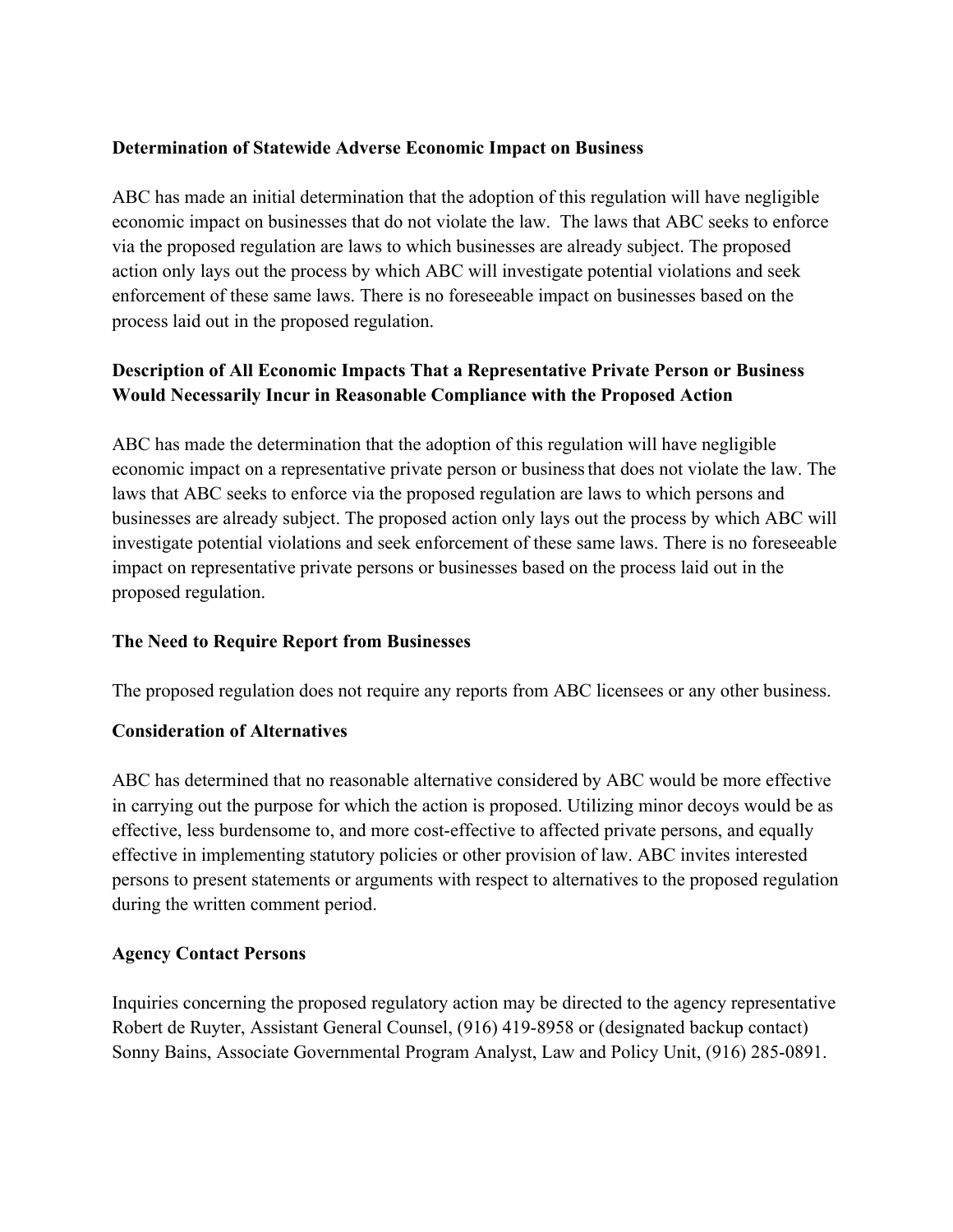**Determination of Statewide Adverse Economic Impact on Business**

ABC has made an initial determination that the adoption of this regulation will have negligible economic impact on businesses that do not violate the law. The laws that ABC seeks to enforce via the proposed regulation are laws to which businesses are already subject. The proposed action only lays out the process by which ABC will investigate potential violations and seek enforcement of these same laws. There is no foreseeable impact on businesses based on the process laid out in the proposed regulation.

**Description of All Economic Impacts That a Representative Private Person or Business Would Necessarily Incur in Reasonable Compliance with the Proposed Action**

ABC has made the determination that the adoption of this regulation will have negligible economic impact on a representative private person or business that does not violate the law. The laws that ABC seeks to enforce via the proposed regulation are laws to which persons and businesses are already subject. The proposed action only lays out the process by which ABC will investigate potential violations and seek enforcement of these same laws. There is no foreseeable impact on representative private persons or businesses based on the process laid out in the proposed regulation.

**The Need to Require Report from Businesses**

The proposed regulation does not require any reports from ABC licensees or any other business.

**Consideration of Alternatives**

ABC has determined that no reasonable alternative considered by ABC would be more effective in carrying out the purpose for which the action is proposed. Utilizing minor decoys would be as effective, less burdensome to, and more cost-effective to affected private persons, and equally effective in implementing statutory policies or other provision of law. ABC invites interested persons to present statements or arguments with respect to alternatives to the proposed regulation during the written comment period.

**Agency Contact Persons**

Inquiries concerning the proposed regulatory action may be directed to the agency representative Robert de Ruyter, Assistant General Counsel, (916) 419-8958 or (designated backup contact) Sonny Bains, Associate Governmental Program Analyst, Law and Policy Unit, (916) 285-0891.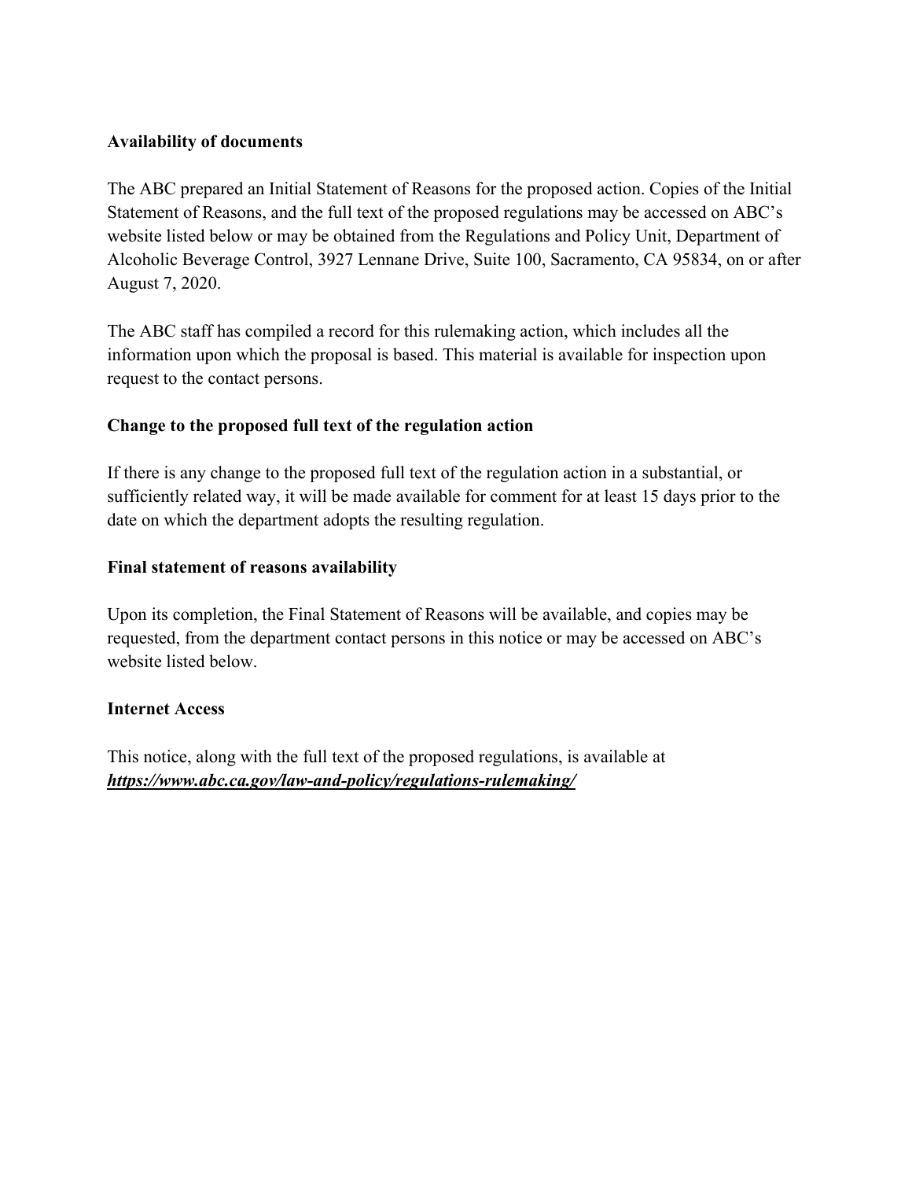**Availability of documents**

The ABC prepared an Initial Statement of Reasons for the proposed action. Copies of the Initial Statement of Reasons, and the full text of the proposed regulations may be accessed on ABC's website listed below or may be obtained from the Regulations and Policy Unit, Department of Alcoholic Beverage Control, 3927 Lennane Drive, Suite 100, Sacramento, CA 95834, on or after August 7, 2020.

The ABC staff has compiled a record for this rulemaking action, which includes all the information upon which the proposal is based. This material is available for inspection upon request to the contact persons.

**Change to the proposed full text of the regulation action**

If there is any change to the proposed full text of the regulation action in a substantial, or sufficiently related way, it will be made available for comment for at least 15 days prior to the date on which the department adopts the resulting regulation.

**Final statement of reasons availability**

Upon its completion, the Final Statement of Reasons will be available, and copies may be requested, from the department contact persons in this notice or may be accessed on ABC's website listed below.

**Internet Access**

This notice, along with the full text of the proposed regulations, is available at ***https://www.abc.ca.gov/law-and-policy/regulations-rulemaking/***